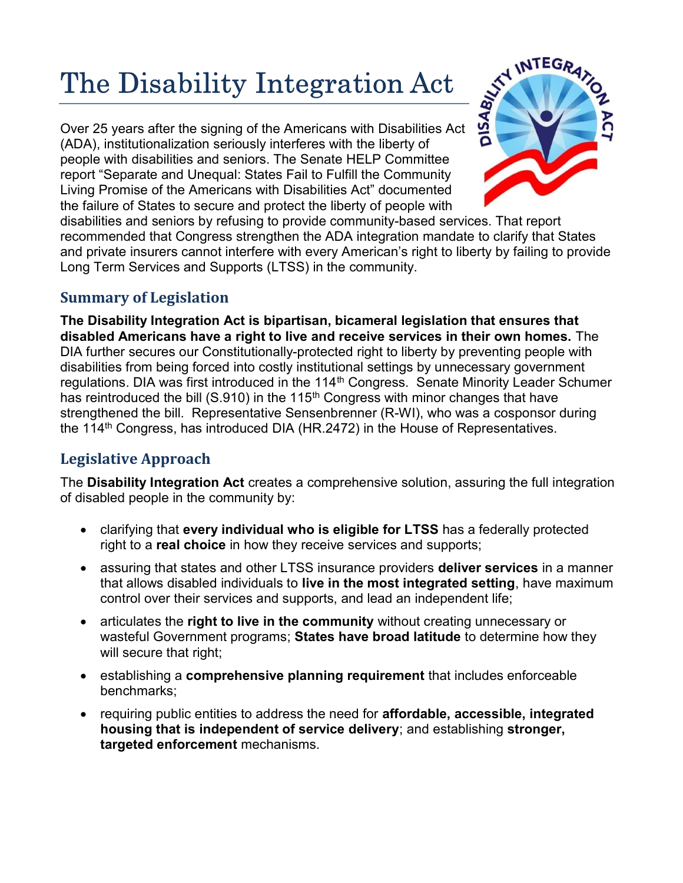# The Disability Integration Act

Over 25 years after the signing of the Americans with Disabilities Act (ADA), institutionalization seriously interferes with the liberty of people with disabilities and seniors. The Senate HELP Committee report "Separate and Unequal: States Fail to Fulfill the Community Living Promise of the Americans with Disabilities Act" documented the failure of States to secure and protect the liberty of people with disabilities and seniors by refusing to provide community-based services. That report recommended that Congress strengthen the ADA integration mandate to clarify that States and private insurers cannot interfere with every American's right to liberty by failing to provide Long Term Services and Supports (LTSS) in the community.

## Summary of Legislation

**The Disability Integration Act is bipartisan, bicameral legislation that ensures that disabled Americans have a right to live and receive services in their own homes.** The DIA further secures our Constitutionally-protected right to liberty by preventing people with disabilities from being forced into costly institutional settings by unnecessary government regulations. DIA was first introduced in the 114th Congress. Senate Minority Leader Schumer has reintroduced the bill (S.910) in the 115th Congress with minor changes that have strengthened the bill. Representative Sensenbrenner (R-WI), who was a cosponsor during the 114th Congress, has introduced DIA (HR.2472) in the House of Representatives.

## Legislative Approach

The **Disability Integration Act** creates a comprehensive solution, assuring the full integration of disabled people in the community by:

- clarifying that **every individual who is eligible for LTSS** has a federally protected right to a **real choice** in how they receive services and supports;
- assuring that states and other LTSS insurance providers **deliver services** in a manner that allows disabled individuals to **live in the most integrated setting**, have maximum control over their services and supports, and lead an independent life;
- articulates the **right to live in the community** without creating unnecessary or wasteful Government programs; **States have broad latitude** to determine how they will secure that right;
- establishing a **comprehensive planning requirement** that includes enforceable benchmarks;
- requiring public entities to address the need for **affordable, accessible, integrated housing that is independent of service delivery**; and establishing **stronger, targeted enforcement** mechanisms.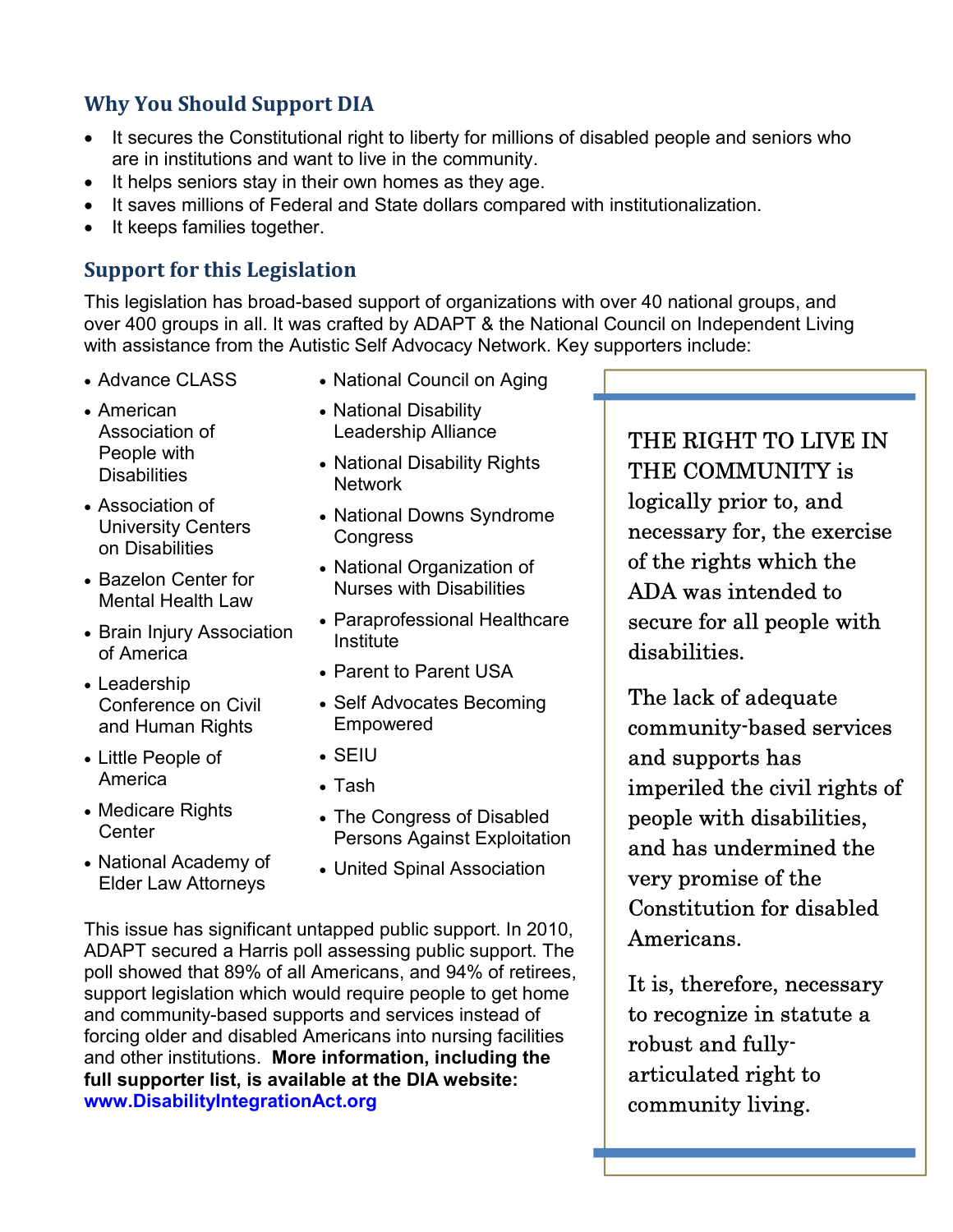## Why You Should Support DIA

- It secures the Constitutional right to liberty for millions of disabled people and seniors who are in institutions and want to live in the community.
- It helps seniors stay in their own homes as they age.
- It saves millions of Federal and State dollars compared with institutionalization.
- It keeps families together.

## Support for this Legislation

This legislation has broad-based support of organizations with over 40 national groups, and over 400 groups in all. It was crafted by ADAPT & the National Council on Independent Living with assistance from the Autistic Self Advocacy Network. Key supporters include:

- Advance CLASS
- American Association of People with Disabilities
- Association of University Centers on Disabilities
- Bazelon Center for Mental Health Law
- Brain Injury Association of America
- Leadership Conference on Civil and Human Rights
- Little People of America
- Medicare Rights Center
- National Academy of Elder Law Attorneys
- National Council on Aging
- National Disability Leadership Alliance
- National Disability Rights Network
- National Downs Syndrome Congress
- National Organization of Nurses with Disabilities
- Paraprofessional Healthcare Institute
- Parent to Parent USA
- Self Advocates Becoming Empowered
- SEIU
- Tash
- The Congress of Disabled Persons Against Exploitation
- United Spinal Association

This issue has significant untapped public support. In 2010, ADAPT secured a Harris poll assessing public support. The poll showed that 89% of all Americans, and 94% of retirees, support legislation which would require people to get home and community-based supports and services instead of forcing older and disabled Americans into nursing facilities and other institutions. **More information, including the full supporter list, is available at the DIA website:** **www.DisabilityIntegrationAct.org**

THE RIGHT TO LIVE IN THE COMMUNITY is logically prior to, and necessary for, the exercise of the rights which the ADA was intended to secure for all people with disabilities.

The lack of adequate community-based services and supports has imperiled the civil rights of people with disabilities, and has undermined the very promise of the Constitution for disabled Americans.

It is, therefore, necessary to recognize in statute a robust and fully-articulated right to community living.